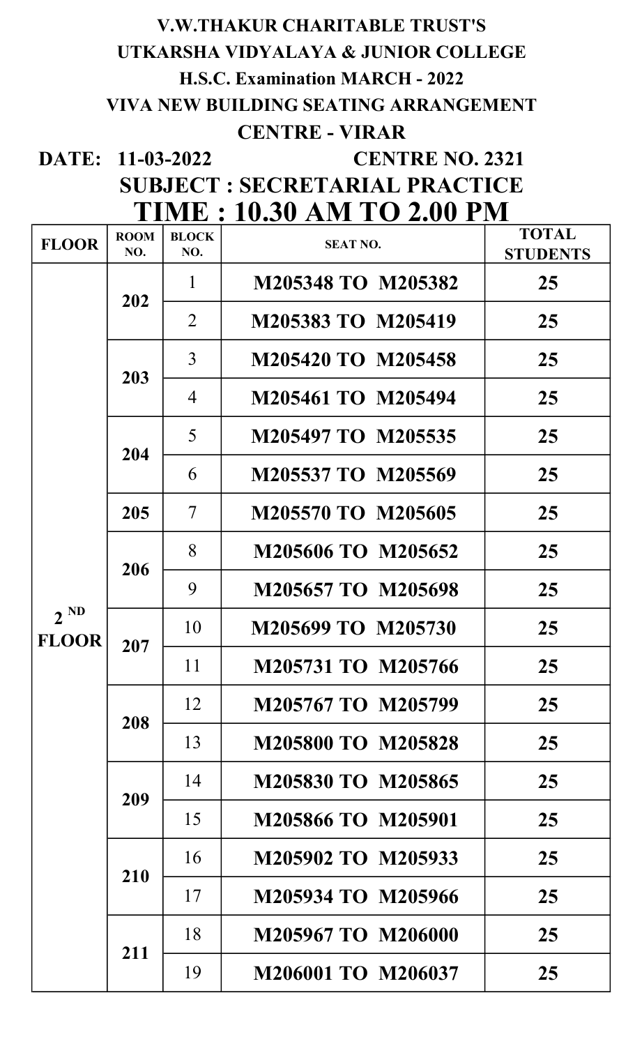# V.W.THAKUR CHARITABLE TRUST'S

## UTKARSHA VIDYALAYA & JUNIOR COLLEGE

## H.S.C. Examination MARCH - 2022

## VIVA NEW BUILDING SEATING ARRANGEMENT

## CENTRE - VIRAR

**DATE: 11-03-2022** **CENTRE NO. 2321**

## SUBJECT : SECRETARIAL PRACTICE

## TIME : 10.30 AM TO 2.00 PM

| FLOOR | ROOM NO. | BLOCK NO. | SEAT NO. | TOTAL STUDENTS |
|---|---|---|---|---|
| $2^{ND}$ FLOOR | 202 | 1 | M205348 TO M205382 | 25 |
| | | 2 | M205383 TO M205419 | 25 |
| | 203 | 3 | M205420 TO M205458 | 25 |
| | | 4 | M205461 TO M205494 | 25 |
| | 204 | 5 | M205497 TO M205535 | 25 |
| | | 6 | M205537 TO M205569 | 25 |
| | 205 | 7 | M205570 TO M205605 | 25 |
| | 206 | 8 | M205606 TO M205652 | 25 |
| | | 9 | M205657 TO M205698 | 25 |
| | 207 | 10 | M205699 TO M205730 | 25 |
| | | 11 | M205731 TO M205766 | 25 |
| | 208 | 12 | M205767 TO M205799 | 25 |
| | | 13 | M205800 TO M205828 | 25 |
| | 209 | 14 | M205830 TO M205865 | 25 |
| | | 15 | M205866 TO M205901 | 25 |
| | 210 | 16 | M205902 TO M205933 | 25 |
| | | 17 | M205934 TO M205966 | 25 |
| | 211 | 18 | M205967 TO M206000 | 25 |
| | | 19 | M206001 TO M206037 | 25 |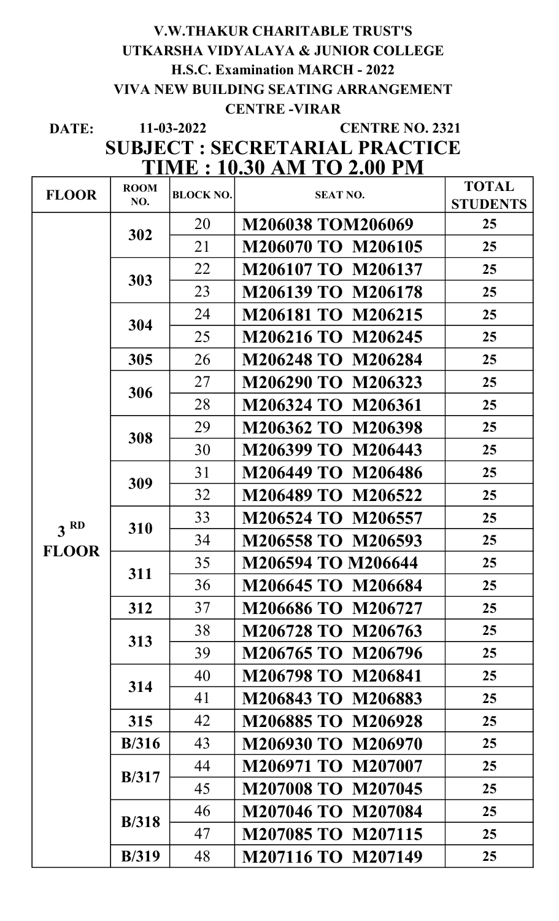**V.W.THAKUR CHARITABLE TRUST'S**

**UTKARSHA VIDYALAYA & JUNIOR COLLEGE**

**H.S.C. Examination MARCH - 2022**

**VIVA NEW BUILDING SEATING ARRANGEMENT**

**CENTRE -VIRAR**

**DATE:** **11-03-2022** **CENTRE NO. 2321**

## SUBJECT : SECRETARIAL PRACTICE

## TIME : 10.30 AM TO 2.00 PM

| FLOOR | ROOM NO. | BLOCK NO. | SEAT NO. | TOTAL STUDENTS |
|---|---|---|---|---|
| 3 RD FLOOR | 302 | 20 | M206038 TOM206069 | 25 |
| | | 21 | M206070 TO M206105 | 25 |
| | 303 | 22 | M206107 TO M206137 | 25 |
| | | 23 | M206139 TO M206178 | 25 |
| | 304 | 24 | M206181 TO M206215 | 25 |
| | | 25 | M206216 TO M206245 | 25 |
| | 305 | 26 | M206248 TO M206284 | 25 |
| | 306 | 27 | M206290 TO M206323 | 25 |
| | | 28 | M206324 TO M206361 | 25 |
| | 308 | 29 | M206362 TO M206398 | 25 |
| | | 30 | M206399 TO M206443 | 25 |
| | 309 | 31 | M206449 TO M206486 | 25 |
| | | 32 | M206489 TO M206522 | 25 |
| | 310 | 33 | M206524 TO M206557 | 25 |
| | | 34 | M206558 TO M206593 | 25 |
| | 311 | 35 | M206594 TO M206644 | 25 |
| | | 36 | M206645 TO M206684 | 25 |
| | 312 | 37 | M206686 TO M206727 | 25 |
| | 313 | 38 | M206728 TO M206763 | 25 |
| | | 39 | M206765 TO M206796 | 25 |
| | 314 | 40 | M206798 TO M206841 | 25 |
| | | 41 | M206843 TO M206883 | 25 |
| | 315 | 42 | M206885 TO M206928 | 25 |
| | B/316 | 43 | M206930 TO M206970 | 25 |
| | B/317 | 44 | M206971 TO M207007 | 25 |
| | | 45 | M207008 TO M207045 | 25 |
| | B/318 | 46 | M207046 TO M207084 | 25 |
| | | 47 | M207085 TO M207115 | 25 |
| | B/319 | 48 | M207116 TO M207149 | 25 |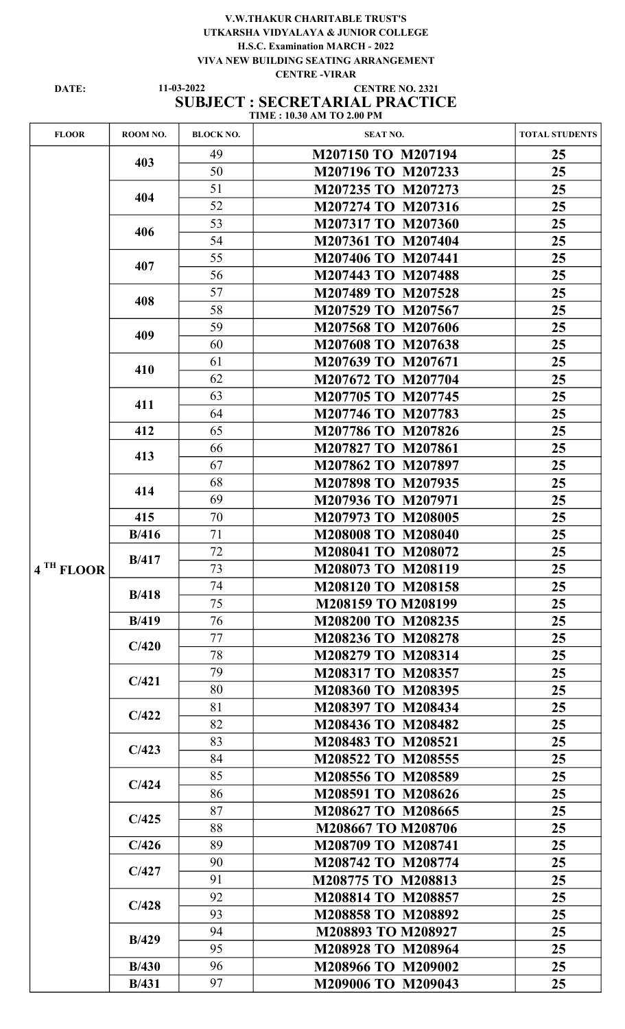**V.W.THAKUR CHARITABLE TRUST'S**

**UTKARSHA VIDYALAYA & JUNIOR COLLEGE**

**H.S.C. Examination MARCH - 2022**

**VIVA NEW BUILDING SEATING ARRANGEMENT**

**CENTRE -VIRAR**

**DATE:** 11-03-2022 **CENTRE NO. 2321**

## SUBJECT : SECRETARIAL PRACTICE

**TIME : 10.30 AM TO 2.00 PM**

| FLOOR | ROOM NO. | BLOCK NO. | SEAT NO. | TOTAL STUDENTS |
|---|---|---|---|---|
| 4 TH FLOOR | 403 | 49 | M207150 TO M207194 | 25 |
| | | 50 | M207196 TO M207233 | 25 |
| | 404 | 51 | M207235 TO M207273 | 25 |
| | | 52 | M207274 TO M207316 | 25 |
| | 406 | 53 | M207317 TO M207360 | 25 |
| | | 54 | M207361 TO M207404 | 25 |
| | 407 | 55 | M207406 TO M207441 | 25 |
| | | 56 | M207443 TO M207488 | 25 |
| | 408 | 57 | M207489 TO M207528 | 25 |
| | | 58 | M207529 TO M207567 | 25 |
| | 409 | 59 | M207568 TO M207606 | 25 |
| | | 60 | M207608 TO M207638 | 25 |
| | 410 | 61 | M207639 TO M207671 | 25 |
| | | 62 | M207672 TO M207704 | 25 |
| | 411 | 63 | M207705 TO M207745 | 25 |
| | | 64 | M207746 TO M207783 | 25 |
| | 412 | 65 | M207786 TO M207826 | 25 |
| | 413 | 66 | M207827 TO M207861 | 25 |
| | | 67 | M207862 TO M207897 | 25 |
| | 414 | 68 | M207898 TO M207935 | 25 |
| | | 69 | M207936 TO M207971 | 25 |
| | 415 | 70 | M207973 TO M208005 | 25 |
| | B/416 | 71 | M208008 TO M208040 | 25 |
| | B/417 | 72 | M208041 TO M208072 | 25 |
| | | 73 | M208073 TO M208119 | 25 |
| | B/418 | 74 | M208120 TO M208158 | 25 |
| | | 75 | M208159 TO M208199 | 25 |
| | B/419 | 76 | M208200 TO M208235 | 25 |
| | C/420 | 77 | M208236 TO M208278 | 25 |
| | | 78 | M208279 TO M208314 | 25 |
| | C/421 | 79 | M208317 TO M208357 | 25 |
| | | 80 | M208360 TO M208395 | 25 |
| | C/422 | 81 | M208397 TO M208434 | 25 |
| | | 82 | M208436 TO M208482 | 25 |
| | C/423 | 83 | M208483 TO M208521 | 25 |
| | | 84 | M208522 TO M208555 | 25 |
| | C/424 | 85 | M208556 TO M208589 | 25 |
| | | 86 | M208591 TO M208626 | 25 |
| | C/425 | 87 | M208627 TO M208665 | 25 |
| | | 88 | M208667 TO M208706 | 25 |
| | C/426 | 89 | M208709 TO M208741 | 25 |
| | C/427 | 90 | M208742 TO M208774 | 25 |
| | | 91 | M208775 TO M208813 | 25 |
| | C/428 | 92 | M208814 TO M208857 | 25 |
| | | 93 | M208858 TO M208892 | 25 |
| | B/429 | 94 | M208893 TO M208927 | 25 |
| | | 95 | M208928 TO M208964 | 25 |
| | B/430 | 96 | M208966 TO M209002 | 25 |
| | B/431 | 97 | M209006 TO M209043 | 25 |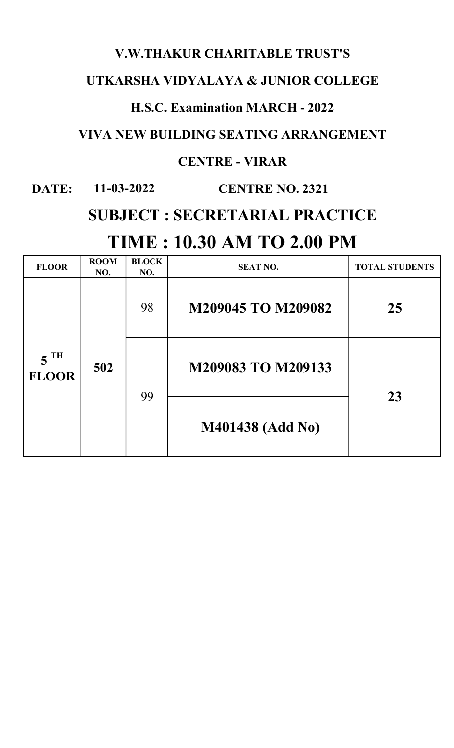**V.W.THAKUR CHARITABLE TRUST'S**

**UTKARSHA VIDYALAYA & JUNIOR COLLEGE**

**H.S.C. Examination MARCH - 2022**

**VIVA NEW BUILDING SEATING ARRANGEMENT**

**CENTRE - VIRAR**

**DATE: 11-03-2022 CENTRE NO. 2321**

## SUBJECT : SECRETARIAL PRACTICE

# TIME : 10.30 AM TO 2.00 PM

| FLOOR | ROOM NO. | BLOCK NO. | SEAT NO. | TOTAL STUDENTS |
|---|---|---|---|---|
| 5 TH FLOOR | 502 | 98 | M209045 TO M209082 | 25 |
| | | 99 | M209083 TO M209133 | 23 |
| | | | M401438 (Add No) | |